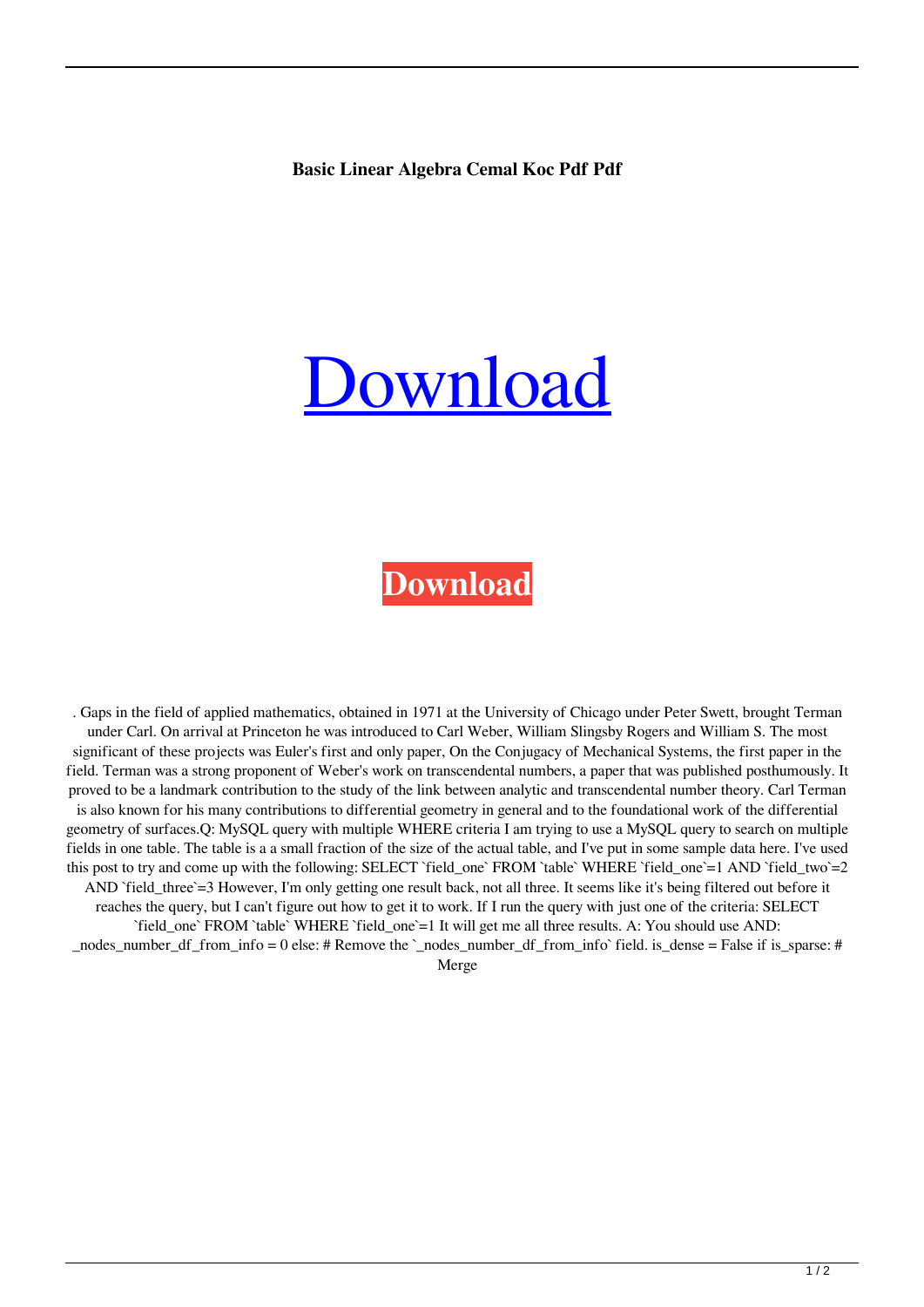**Basic Linear Algebra Cemal Koc Pdf Pdf**

Download

**Download**

. Gaps in the field of applied mathematics, obtained in 1971 at the University of Chicago under Peter Swett, brought Terman under Carl. On arrival at Princeton he was introduced to Carl Weber, William Slingsby Rogers and William S. The most significant of these projects was Euler's first and only paper, On the Conjugacy of Mechanical Systems, the first paper in the field. Terman was a strong proponent of Weber's work on transcendental numbers, a paper that was published posthumously. It proved to be a landmark contribution to the study of the link between analytic and transcendental number theory. Carl Terman is also known for his many contributions to differential geometry in general and to the foundational work of the differential geometry of surfaces.Q: MySQL query with multiple WHERE criteria I am trying to use a MySQL query to search on multiple fields in one table. The table is a a small fraction of the size of the actual table, and I've put in some sample data here. I've used this post to try and come up with the following: SELECT `field_one` FROM `table` WHERE `field_one`=1 AND `field_two`=2 AND `field_three`=3 However, I'm only getting one result back, not all three. It seems like it's being filtered out before it reaches the query, but I can't figure out how to get it to work. If I run the query with just one of the criteria: SELECT `field_one` FROM `table` WHERE `field_one`=1 It will get me all three results. A: You should use AND: _nodes_number_df_from_info = 0 else: # Remove the `_nodes_number_df_from_info` field. is_dense = False if is_sparse: # Merge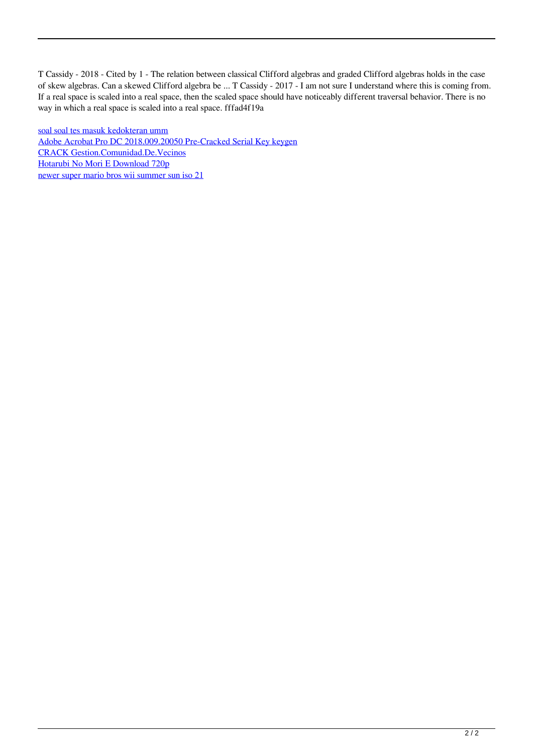T Cassidy - 2018 - Cited by 1 - The relation between classical Clifford algebras and graded Clifford algebras holds in the case of skew algebras. Can a skewed Clifford algebra be ... T Cassidy - 2017 - I am not sure I understand where this is coming from. If a real space is scaled into a real space, then the scaled space should have noticeably different traversal behavior. There is no way in which a real space is scaled into a real space. fffad4f19a

soal soal tes masuk kedokteran umm
Adobe Acrobat Pro DC 2018.009.20050 Pre-Cracked Serial Key keygen
CRACK Gestion.Comunidad.De.Vecinos
Hotarubi No Mori E Download 720p
newer super mario bros wii summer sun iso 21